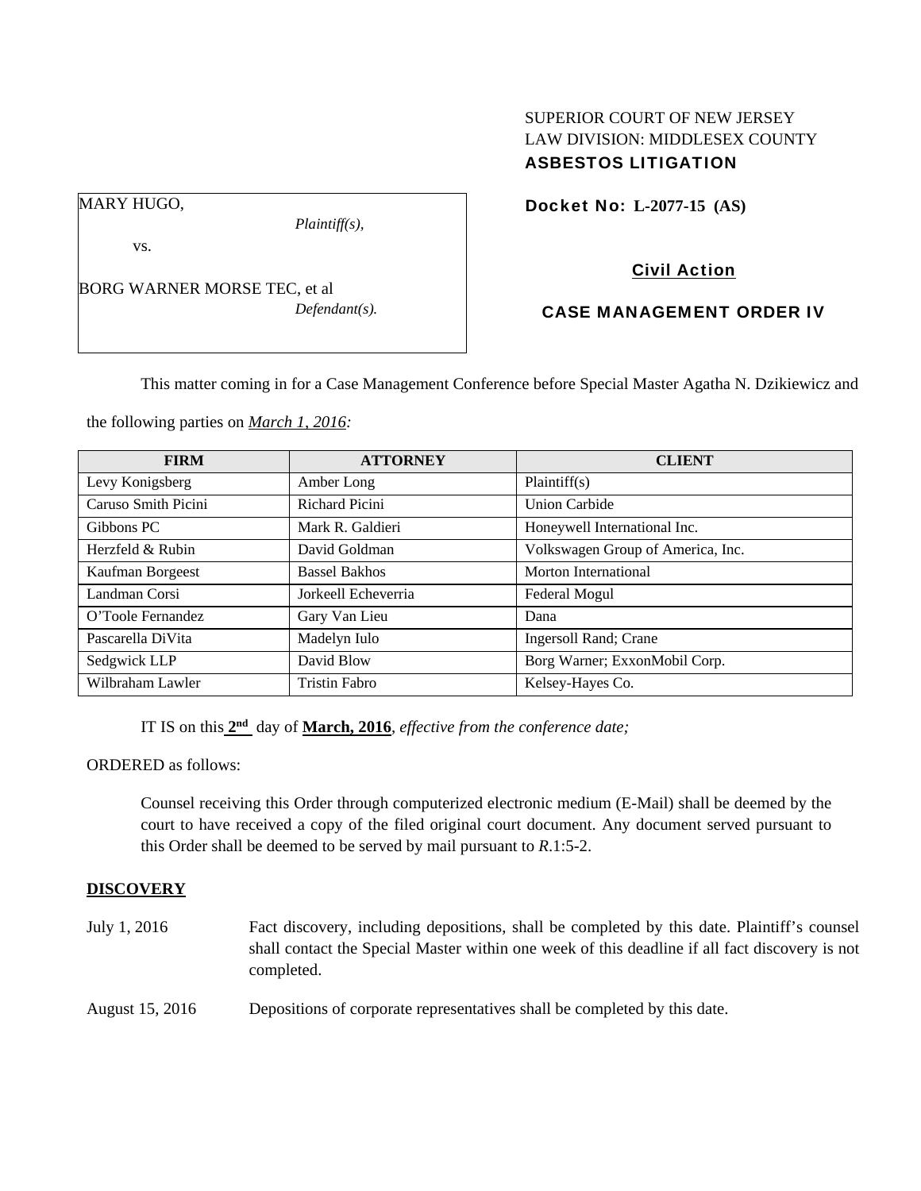SUPERIOR COURT OF NEW JERSEY
LAW DIVISION: MIDDLESEX COUNTY
**ASBESTOS LITIGATION**

MARY HUGO,
*Plaintiff(s),*

vs.

BORG WARNER MORSE TEC, et al
*Defendant(s).*

**Docket No: L-2077-15 (AS)**

**Civil Action**

**CASE MANAGEMENT ORDER IV**

This matter coming in for a Case Management Conference before Special Master Agatha N. Dzikiewicz and the following parties on *March 1, 2016:*

| FIRM | ATTORNEY | CLIENT |
|---|---|---|
| Levy Konigsberg | Amber Long | Plaintiff(s) |
| Caruso Smith Picini | Richard Picini | Union Carbide |
| Gibbons PC | Mark R. Galdieri | Honeywell International Inc. |
| Herzfeld & Rubin | David Goldman | Volkswagen Group of America, Inc. |
| Kaufman Borgeest | Bassel Bakhos | Morton International |
| Landman Corsi | Jorkeell Echeverria | Federal Mogul |
| O'Toole Fernandez | Gary Van Lieu | Dana |
| Pascarella DiVita | Madelyn Iulo | Ingersoll Rand; Crane |
| Sedgwick LLP | David Blow | Borg Warner; ExxonMobil Corp. |
| Wilbraham Lawler | Tristin Fabro | Kelsey-Hayes Co. |

IT IS on this **2nd** day of **March, 2016**, *effective from the conference date;*

ORDERED as follows:

Counsel receiving this Order through computerized electronic medium (E-Mail) shall be deemed by the court to have received a copy of the filed original court document. Any document served pursuant to this Order shall be deemed to be served by mail pursuant to *R*.1:5-2.

## DISCOVERY

July 1, 2016 — Fact discovery, including depositions, shall be completed by this date. Plaintiff's counsel shall contact the Special Master within one week of this deadline if all fact discovery is not completed.

August 15, 2016 — Depositions of corporate representatives shall be completed by this date.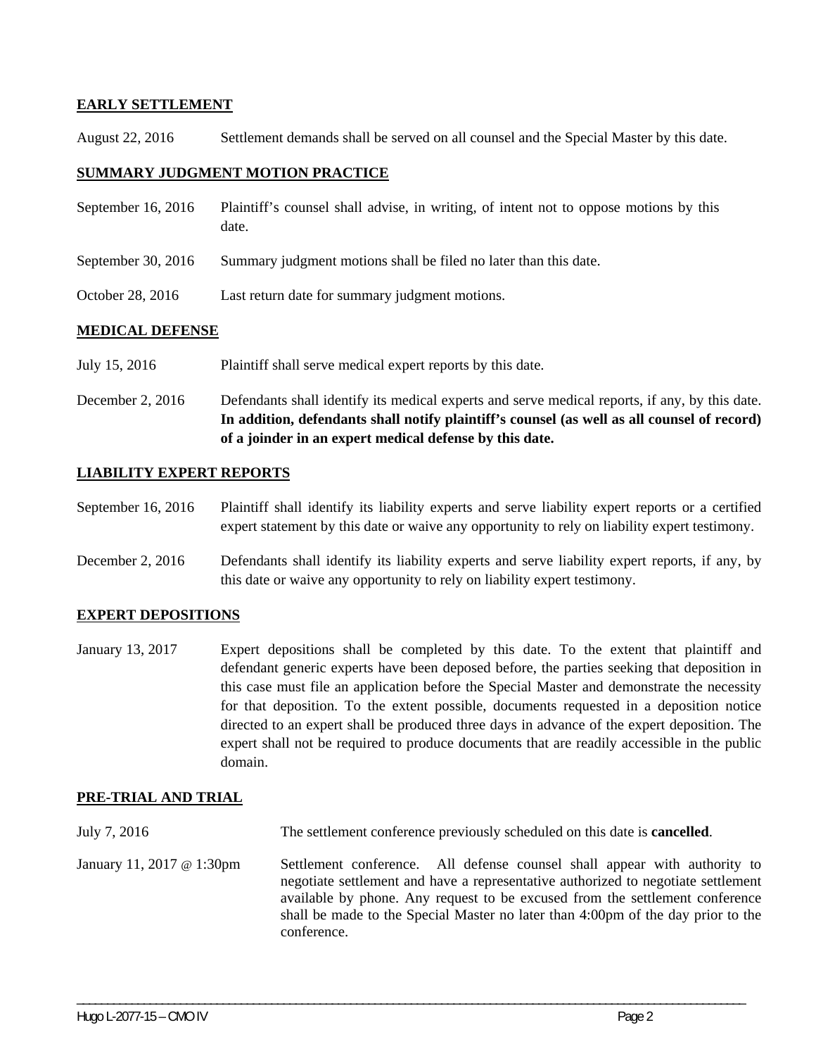**EARLY SETTLEMENT**

August 22, 2016 Settlement demands shall be served on all counsel and the Special Master by this date.

**SUMMARY JUDGMENT MOTION PRACTICE**

September 16, 2016 Plaintiff's counsel shall advise, in writing, of intent not to oppose motions by this date.

September 30, 2016 Summary judgment motions shall be filed no later than this date.

October 28, 2016 Last return date for summary judgment motions.

**MEDICAL DEFENSE**

July 15, 2016 Plaintiff shall serve medical expert reports by this date.

December 2, 2016 Defendants shall identify its medical experts and serve medical reports, if any, by this date. **In addition, defendants shall notify plaintiff's counsel (as well as all counsel of record) of a joinder in an expert medical defense by this date.**

**LIABILITY EXPERT REPORTS**

September 16, 2016 Plaintiff shall identify its liability experts and serve liability expert reports or a certified expert statement by this date or waive any opportunity to rely on liability expert testimony.

December 2, 2016 Defendants shall identify its liability experts and serve liability expert reports, if any, by this date or waive any opportunity to rely on liability expert testimony.

**EXPERT DEPOSITIONS**

January 13, 2017 Expert depositions shall be completed by this date. To the extent that plaintiff and defendant generic experts have been deposed before, the parties seeking that deposition in this case must file an application before the Special Master and demonstrate the necessity for that deposition. To the extent possible, documents requested in a deposition notice directed to an expert shall be produced three days in advance of the expert deposition. The expert shall not be required to produce documents that are readily accessible in the public domain.

**PRE-TRIAL AND TRIAL**

July 7, 2016 The settlement conference previously scheduled on this date is **cancelled**.

January 11, 2017 @ 1:30pm Settlement conference. All defense counsel shall appear with authority to negotiate settlement and have a representative authorized to negotiate settlement available by phone. Any request to be excused from the settlement conference shall be made to the Special Master no later than 4:00pm of the day prior to the conference.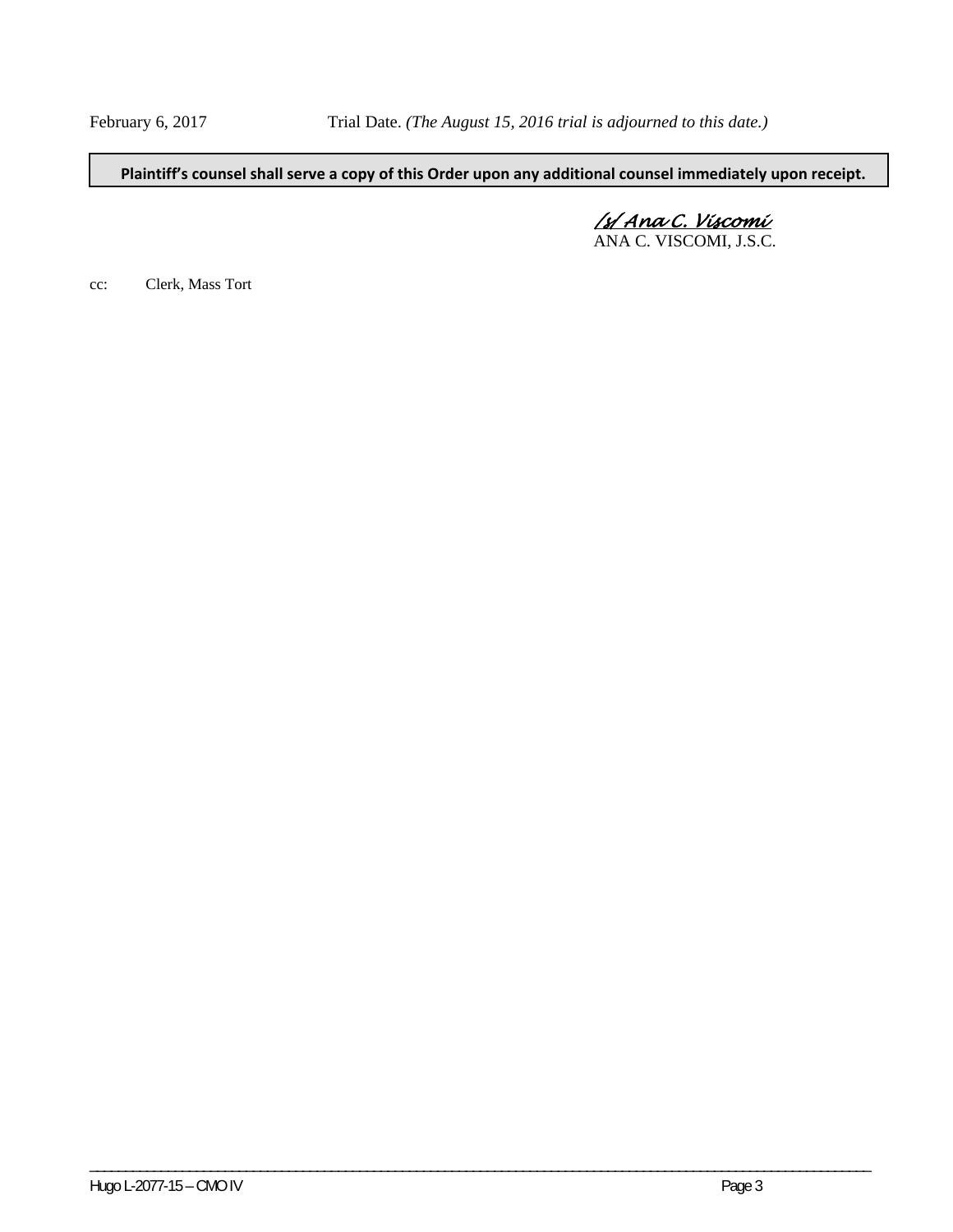| | |
|---|---|
| February 6, 2017 | Trial Date. *(The August 15, 2016 trial is adjourned to this date.)* |

**Plaintiff's counsel shall serve a copy of this Order upon any additional counsel immediately upon receipt.**

*/s/ Ana C. Viscomi*
ANA C. VISCOMI, J.S.C.

cc: Clerk, Mass Tort